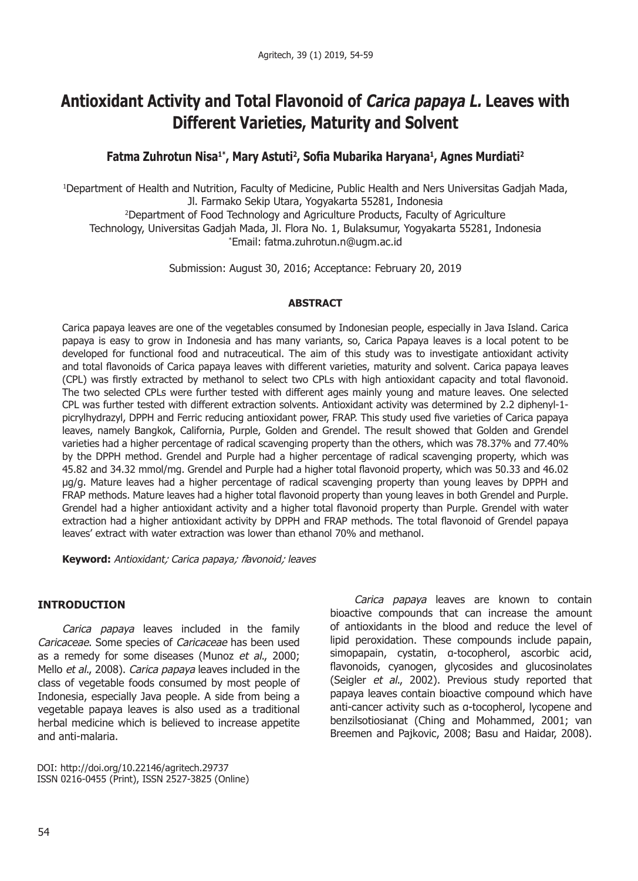# Antioxidant Activity and Total Flavonoid of *Carica papaya L.* Leaves with Different Varieties, Maturity and Solvent

**Fatma Zuhrotun Nisa[1*], Mary Astuti[2], Sofia Mubarika Haryana[1], Agnes Murdiati[2]**

[1]Department of Health and Nutrition, Faculty of Medicine, Public Health and Ners Universitas Gadjah Mada, Jl. Farmako Sekip Utara, Yogyakarta 55281, Indonesia
[2]Department of Food Technology and Agriculture Products, Faculty of Agriculture Technology, Universitas Gadjah Mada, Jl. Flora No. 1, Bulaksumur, Yogyakarta 55281, Indonesia
[*]Email: fatma.zuhrotun.n@ugm.ac.id

Submission: August 30, 2016; Acceptance: February 20, 2019

## ABSTRACT

Carica papaya leaves are one of the vegetables consumed by Indonesian people, especially in Java Island. Carica papaya is easy to grow in Indonesia and has many variants, so, Carica Papaya leaves is a local potent to be developed for functional food and nutraceutical. The aim of this study was to investigate antioxidant activity and total flavonoids of Carica papaya leaves with different varieties, maturity and solvent. Carica papaya leaves (CPL) was firstly extracted by methanol to select two CPLs with high antioxidant capacity and total flavonoid. The two selected CPLs were further tested with different ages mainly young and mature leaves. One selected CPL was further tested with different extraction solvents. Antioxidant activity was determined by 2.2 diphenyl-1-picrylhydrazyl, DPPH and Ferric reducing antioxidant power, FRAP. This study used five varieties of Carica papaya leaves, namely Bangkok, California, Purple, Golden and Grendel. The result showed that Golden and Grendel varieties had a higher percentage of radical scavenging property than the others, which was 78.37% and 77.40% by the DPPH method. Grendel and Purple had a higher percentage of radical scavenging property, which was 45.82 and 34.32 mmol/mg. Grendel and Purple had a higher total flavonoid property, which was 50.33 and 46.02 µg/g. Mature leaves had a higher percentage of radical scavenging property than young leaves by DPPH and FRAP methods. Mature leaves had a higher total flavonoid property than young leaves in both Grendel and Purple. Grendel had a higher antioxidant activity and a higher total flavonoid property than Purple. Grendel with water extraction had a higher antioxidant activity by DPPH and FRAP methods. The total flavonoid of Grendel papaya leaves' extract with water extraction was lower than ethanol 70% and methanol.

**Keyword:** *Antioxidant; Carica papaya; flavonoid; leaves*

## INTRODUCTION

*Carica papaya* leaves included in the family *Caricaceae*. Some species of *Caricaceae* has been used as a remedy for some diseases (Munoz *et al*., 2000; Mello *et al*., 2008). *Carica papaya* leaves included in the class of vegetable foods consumed by most people of Indonesia, especially Java people. A side from being a vegetable papaya leaves is also used as a traditional herbal medicine which is believed to increase appetite and anti-malaria.

*Carica papaya* leaves are known to contain bioactive compounds that can increase the amount of antioxidants in the blood and reduce the level of lipid peroxidation. These compounds include papain, simopapain, cystatin, α-tocopherol, ascorbic acid, flavonoids, cyanogen, glycosides and glucosinolates (Seigler *et al*., 2002). Previous study reported that papaya leaves contain bioactive compound which have anti-cancer activity such as α-tocopherol, lycopene and benzilsotiosianat (Ching and Mohammed, 2001; van Breemen and Pajkovic, 2008; Basu and Haidar, 2008).

DOI: http://doi.org/10.22146/agritech.29737
ISSN 0216-0455 (Print), ISSN 2527-3825 (Online)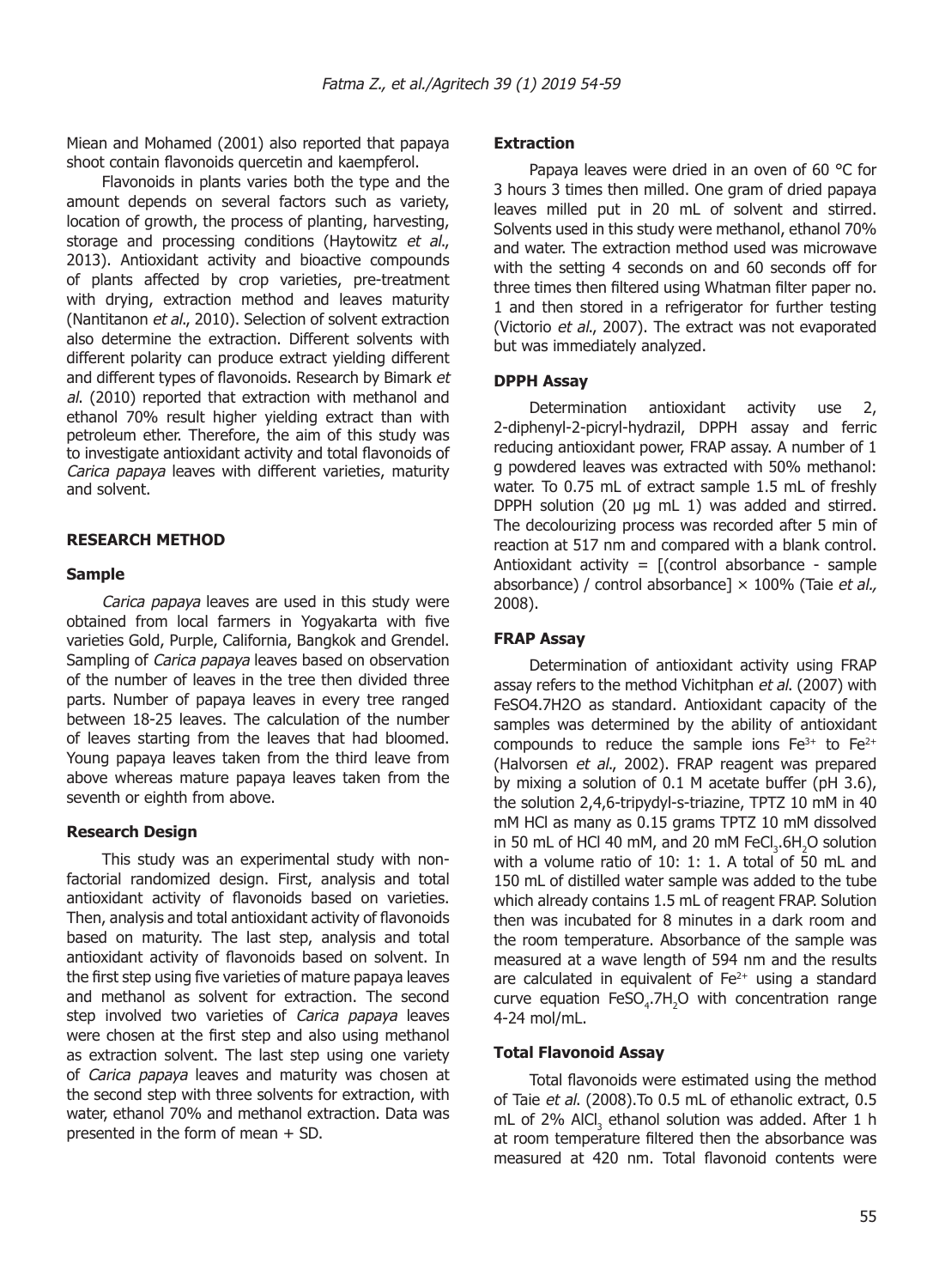Miean and Mohamed (2001) also reported that papaya shoot contain flavonoids quercetin and kaempferol.

Flavonoids in plants varies both the type and the amount depends on several factors such as variety, location of growth, the process of planting, harvesting, storage and processing conditions (Haytowitz *et al*., 2013). Antioxidant activity and bioactive compounds of plants affected by crop varieties, pre-treatment with drying, extraction method and leaves maturity (Nantitanon *et al*., 2010). Selection of solvent extraction also determine the extraction. Different solvents with different polarity can produce extract yielding different and different types of flavonoids. Research by Bimark *et al*. (2010) reported that extraction with methanol and ethanol 70% result higher yielding extract than with petroleum ether. Therefore, the aim of this study was to investigate antioxidant activity and total flavonoids of *Carica papaya* leaves with different varieties, maturity and solvent.

## RESEARCH METHOD

### Sample

*Carica papaya* leaves are used in this study were obtained from local farmers in Yogyakarta with five varieties Gold, Purple, California, Bangkok and Grendel. Sampling of *Carica papaya* leaves based on observation of the number of leaves in the tree then divided three parts. Number of papaya leaves in every tree ranged between 18-25 leaves. The calculation of the number of leaves starting from the leaves that had bloomed. Young papaya leaves taken from the third leave from above whereas mature papaya leaves taken from the seventh or eighth from above.

### Research Design

This study was an experimental study with non-factorial randomized design. First, analysis and total antioxidant activity of flavonoids based on varieties. Then, analysis and total antioxidant activity of flavonoids based on maturity. The last step, analysis and total antioxidant activity of flavonoids based on solvent. In the first step using five varieties of mature papaya leaves and methanol as solvent for extraction. The second step involved two varieties of *Carica papaya* leaves were chosen at the first step and also using methanol as extraction solvent. The last step using one variety of *Carica papaya* leaves and maturity was chosen at the second step with three solvents for extraction, with water, ethanol 70% and methanol extraction. Data was presented in the form of mean + SD.

### Extraction

Papaya leaves were dried in an oven of 60 °C for 3 hours 3 times then milled. One gram of dried papaya leaves milled put in 20 mL of solvent and stirred. Solvents used in this study were methanol, ethanol 70% and water. The extraction method used was microwave with the setting 4 seconds on and 60 seconds off for three times then filtered using Whatman filter paper no. 1 and then stored in a refrigerator for further testing (Victorio *et al*., 2007). The extract was not evaporated but was immediately analyzed.

### DPPH Assay

Determination antioxidant activity use 2, 2-diphenyl-2-picryl-hydrazil, DPPH assay and ferric reducing antioxidant power, FRAP assay. A number of 1 g powdered leaves was extracted with 50% methanol: water. To 0.75 mL of extract sample 1.5 mL of freshly DPPH solution (20 µg mL 1) was added and stirred. The decolourizing process was recorded after 5 min of reaction at 517 nm and compared with a blank control. Antioxidant activity = [(control absorbance - sample absorbance) / control absorbance] × 100% (Taie *et al.,* 2008).

### FRAP Assay

Determination of antioxidant activity using FRAP assay refers to the method Vichitphan *et al*. (2007) with FeSO4.7H2O as standard. Antioxidant capacity of the samples was determined by the ability of antioxidant compounds to reduce the sample ions $Fe^{3+}$ to $Fe^{2+}$ (Halvorsen *et al*., 2002). FRAP reagent was prepared by mixing a solution of 0.1 M acetate buffer (pH 3.6), the solution 2,4,6-tripydyl-s-triazine, TPTZ 10 mM in 40 mM HCl as many as 0.15 grams TPTZ 10 mM dissolved in 50 mL of HCl 40 mM, and 20 mM $FeCl_3.6H_2O$ solution with a volume ratio of 10: 1: 1. A total of 50 mL and 150 mL of distilled water sample was added to the tube which already contains 1.5 mL of reagent FRAP. Solution then was incubated for 8 minutes in a dark room and the room temperature. Absorbance of the sample was measured at a wave length of 594 nm and the results are calculated in equivalent of $Fe^{2+}$ using a standard curve equation $FeSO_4.7H_2O$ with concentration range 4-24 mol/mL.

### Total Flavonoid Assay

Total flavonoids were estimated using the method of Taie *et al*. (2008).To 0.5 mL of ethanolic extract, 0.5 mL of 2% $AlCl_3$ ethanol solution was added. After 1 h at room temperature filtered then the absorbance was measured at 420 nm. Total flavonoid contents were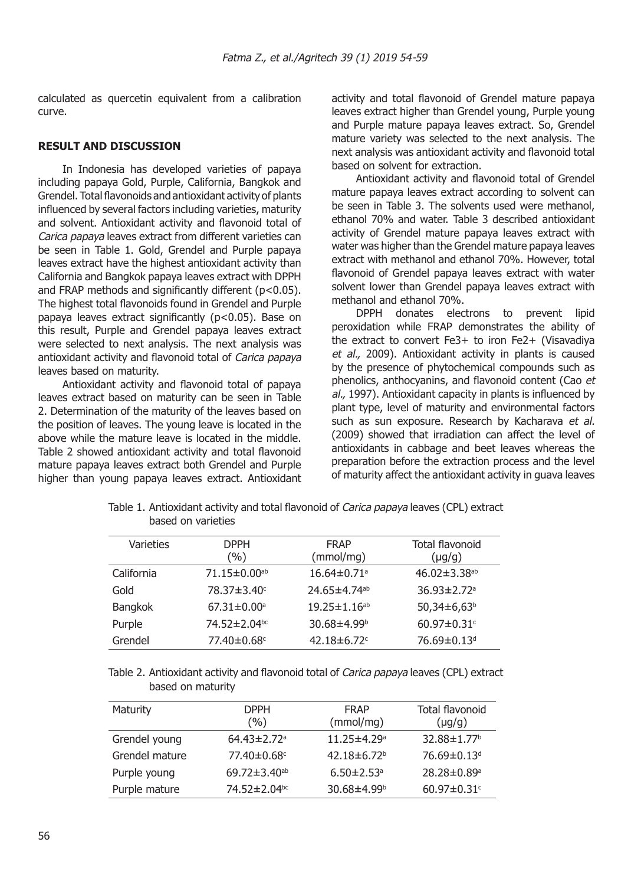calculated as quercetin equivalent from a calibration curve.

## RESULT AND DISCUSSION

In Indonesia has developed varieties of papaya including papaya Gold, Purple, California, Bangkok and Grendel. Total flavonoids and antioxidant activity of plants influenced by several factors including varieties, maturity and solvent. Antioxidant activity and flavonoid total of *Carica papaya* leaves extract from different varieties can be seen in Table 1. Gold, Grendel and Purple papaya leaves extract have the highest antioxidant activity than California and Bangkok papaya leaves extract with DPPH and FRAP methods and significantly different ($p<0.05$). The highest total flavonoids found in Grendel and Purple papaya leaves extract significantly ($p<0.05$). Base on this result, Purple and Grendel papaya leaves extract were selected to next analysis. The next analysis was antioxidant activity and flavonoid total of *Carica papaya* leaves based on maturity.

Antioxidant activity and flavonoid total of papaya leaves extract based on maturity can be seen in Table 2. Determination of the maturity of the leaves based on the position of leaves. The young leave is located in the above while the mature leave is located in the middle. Table 2 showed antioxidant activity and total flavonoid mature papaya leaves extract both Grendel and Purple higher than young papaya leaves extract. Antioxidant activity and total flavonoid of Grendel mature papaya leaves extract higher than Grendel young, Purple young and Purple mature papaya leaves extract. So, Grendel mature variety was selected to the next analysis. The next analysis was antioxidant activity and flavonoid total based on solvent for extraction.

Antioxidant activity and flavonoid total of Grendel mature papaya leaves extract according to solvent can be seen in Table 3. The solvents used were methanol, ethanol 70% and water. Table 3 described antioxidant activity of Grendel mature papaya leaves extract with water was higher than the Grendel mature papaya leaves extract with methanol and ethanol 70%. However, total flavonoid of Grendel papaya leaves extract with water solvent lower than Grendel papaya leaves extract with methanol and ethanol 70%.

DPPH donates electrons to prevent lipid peroxidation while FRAP demonstrates the ability of the extract to convert $Fe3+$ to iron $Fe2+$ (Visavadiya *et al.,* 2009). Antioxidant activity in plants is caused by the presence of phytochemical compounds such as phenolics, anthocyanins, and flavonoid content (Cao *et al.,* 1997). Antioxidant capacity in plants is influenced by plant type, level of maturity and environmental factors such as sun exposure. Research by Kacharava *et al.* (2009) showed that irradiation can affect the level of antioxidants in cabbage and beet leaves whereas the preparation before the extraction process and the level of maturity affect the antioxidant activity in guava leaves

Table 1. Antioxidant activity and total flavonoid of *Carica papaya* leaves (CPL) extract based on varieties

| Varieties | DPPH (%) | FRAP (mmol/mg) | Total flavonoid (µg/g) |
|---|---|---|---|
| California | 71.15±0.00$^{ab}$ | 16.64±0.71$^{a}$ | 46.02±3.38$^{ab}$ |
| Gold | 78.37±3.40$^{c}$ | 24.65±4.74$^{ab}$ | 36.93±2.72$^{a}$ |
| Bangkok | 67.31±0.00$^{a}$ | 19.25±1.16$^{ab}$ | 50,34±6,63$^{b}$ |
| Purple | 74.52±2.04$^{bc}$ | 30.68±4.99$^{b}$ | 60.97±0.31$^{c}$ |
| Grendel | 77.40±0.68$^{c}$ | 42.18±6.72$^{c}$ | 76.69±0.13$^{d}$ |

Table 2. Antioxidant activity and flavonoid total of *Carica papaya* leaves (CPL) extract based on maturity

| Maturity | DPPH (%) | FRAP (mmol/mg) | Total flavonoid (µg/g) |
|---|---|---|---|
| Grendel young | 64.43±2.72$^{a}$ | 11.25±4.29$^{a}$ | 32.88±1.77$^{b}$ |
| Grendel mature | 77.40±0.68$^{c}$ | 42.18±6.72$^{b}$ | 76.69±0.13$^{d}$ |
| Purple young | 69.72±3.40$^{ab}$ | 6.50±2.53$^{a}$ | 28.28±0.89$^{a}$ |
| Purple mature | 74.52±2.04$^{bc}$ | 30.68±4.99$^{b}$ | 60.97±0.31$^{c}$ |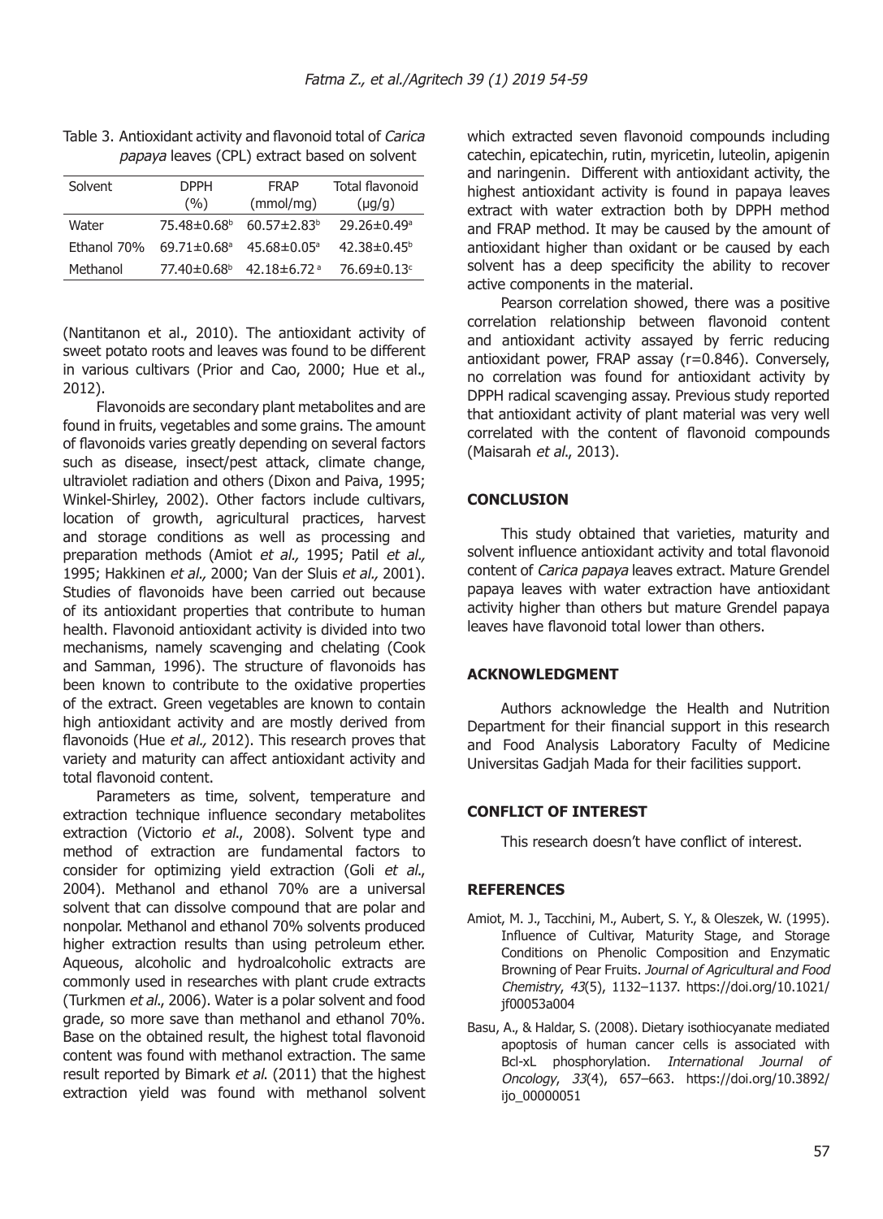Table 3. Antioxidant activity and flavonoid total of *Carica papaya* leaves (CPL) extract based on solvent

| Solvent | DPPH (%) | FRAP (mmol/mg) | Total flavonoid (μg/g) |
|---|---|---|---|
| Water | 75.48±0.68[b] | 60.57±2.83[b] | 29.26±0.49[a] |
| Ethanol 70% | 69.71±0.68[a] | 45.68±0.05[a] | 42.38±0.45[b] |
| Methanol | 77.40±0.68[b] | 42.18±6.72[a] | 76.69±0.13[c] |

(Nantitanon et al., 2010). The antioxidant activity of sweet potato roots and leaves was found to be different in various cultivars (Prior and Cao, 2000; Hue et al., 2012).

Flavonoids are secondary plant metabolites and are found in fruits, vegetables and some grains. The amount of flavonoids varies greatly depending on several factors such as disease, insect/pest attack, climate change, ultraviolet radiation and others (Dixon and Paiva, 1995; Winkel-Shirley, 2002). Other factors include cultivars, location of growth, agricultural practices, harvest and storage conditions as well as processing and preparation methods (Amiot *et al.,* 1995; Patil *et al.,* 1995; Hakkinen *et al.,* 2000; Van der Sluis *et al.,* 2001). Studies of flavonoids have been carried out because of its antioxidant properties that contribute to human health. Flavonoid antioxidant activity is divided into two mechanisms, namely scavenging and chelating (Cook and Samman, 1996). The structure of flavonoids has been known to contribute to the oxidative properties of the extract. Green vegetables are known to contain high antioxidant activity and are mostly derived from flavonoids (Hue *et al.,* 2012). This research proves that variety and maturity can affect antioxidant activity and total flavonoid content.

Parameters as time, solvent, temperature and extraction technique influence secondary metabolites extraction (Victorio *et al*., 2008). Solvent type and method of extraction are fundamental factors to consider for optimizing yield extraction (Goli *et al*., 2004). Methanol and ethanol 70% are a universal solvent that can dissolve compound that are polar and nonpolar. Methanol and ethanol 70% solvents produced higher extraction results than using petroleum ether. Aqueous, alcoholic and hydroalcoholic extracts are commonly used in researches with plant crude extracts (Turkmen *et al*., 2006). Water is a polar solvent and food grade, so more save than methanol and ethanol 70%. Base on the obtained result, the highest total flavonoid content was found with methanol extraction. The same result reported by Bimark *et al*. (2011) that the highest extraction yield was found with methanol solvent which extracted seven flavonoid compounds including catechin, epicatechin, rutin, myricetin, luteolin, apigenin and naringenin. Different with antioxidant activity, the highest antioxidant activity is found in papaya leaves extract with water extraction both by DPPH method and FRAP method. It may be caused by the amount of antioxidant higher than oxidant or be caused by each solvent has a deep specificity the ability to recover active components in the material.

Pearson correlation showed, there was a positive correlation relationship between flavonoid content and antioxidant activity assayed by ferric reducing antioxidant power, FRAP assay (r=0.846). Conversely, no correlation was found for antioxidant activity by DPPH radical scavenging assay. Previous study reported that antioxidant activity of plant material was very well correlated with the content of flavonoid compounds (Maisarah *et al*., 2013).

## CONCLUSION

This study obtained that varieties, maturity and solvent influence antioxidant activity and total flavonoid content of *Carica papaya* leaves extract. Mature Grendel papaya leaves with water extraction have antioxidant activity higher than others but mature Grendel papaya leaves have flavonoid total lower than others.

## ACKNOWLEDGMENT

Authors acknowledge the Health and Nutrition Department for their financial support in this research and Food Analysis Laboratory Faculty of Medicine Universitas Gadjah Mada for their facilities support.

## CONFLICT OF INTEREST

This research doesn't have conflict of interest.

## REFERENCES

Amiot, M. J., Tacchini, M., Aubert, S. Y., & Oleszek, W. (1995). Influence of Cultivar, Maturity Stage, and Storage Conditions on Phenolic Composition and Enzymatic Browning of Pear Fruits. *Journal of Agricultural and Food Chemistry*, *43*(5), 1132–1137. https://doi.org/10.1021/jf00053a004

Basu, A., & Haldar, S. (2008). Dietary isothiocyanate mediated apoptosis of human cancer cells is associated with Bcl-xL phosphorylation. *International Journal of Oncology*, *33*(4), 657–663. https://doi.org/10.3892/ijo_00000051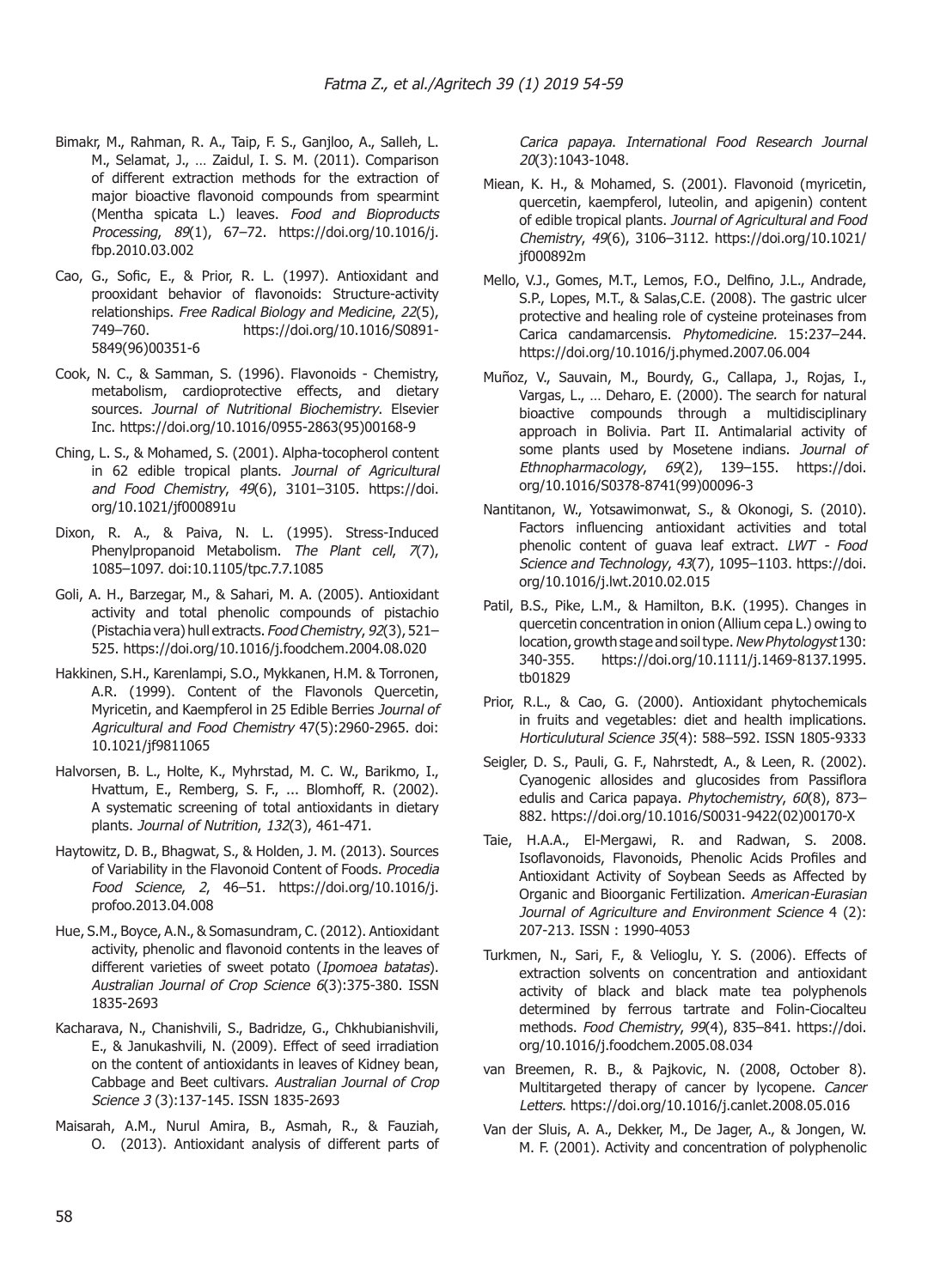Bimakr, M., Rahman, R. A., Taip, F. S., Ganjloo, A., Salleh, L. M., Selamat, J., … Zaidul, I. S. M. (2011). Comparison of different extraction methods for the extraction of major bioactive flavonoid compounds from spearmint (Mentha spicata L.) leaves. *Food and Bioproducts Processing*, *89*(1), 67–72. https://doi.org/10.1016/j.fbp.2010.03.002

Cao, G., Sofic, E., & Prior, R. L. (1997). Antioxidant and prooxidant behavior of flavonoids: Structure-activity relationships. *Free Radical Biology and Medicine*, *22*(5), 749–760. https://doi.org/10.1016/S0891-5849(96)00351-6

Cook, N. C., & Samman, S. (1996). Flavonoids - Chemistry, metabolism, cardioprotective effects, and dietary sources. *Journal of Nutritional Biochemistry*. Elsevier Inc. https://doi.org/10.1016/0955-2863(95)00168-9

Ching, L. S., & Mohamed, S. (2001). Alpha-tocopherol content in 62 edible tropical plants. *Journal of Agricultural and Food Chemistry*, *49*(6), 3101–3105. https://doi.org/10.1021/jf000891u

Dixon, R. A., & Paiva, N. L. (1995). Stress-Induced Phenylpropanoid Metabolism. *The Plant cell*, *7*(7), 1085–1097. doi:10.1105/tpc.7.7.1085

Goli, A. H., Barzegar, M., & Sahari, M. A. (2005). Antioxidant activity and total phenolic compounds of pistachio (Pistachia vera) hull extracts. *Food Chemistry*, *92*(3), 521–525. https://doi.org/10.1016/j.foodchem.2004.08.020

Hakkinen, S.H., Karenlampi, S.O., Mykkanen, H.M. & Torronen, A.R. (1999). Content of the Flavonols Quercetin, Myricetin, and Kaempferol in 25 Edible Berries *Journal of Agricultural and Food Chemistry* 47(5):2960-2965. doi: 10.1021/jf9811065

Halvorsen, B. L., Holte, K., Myhrstad, M. C. W., Barikmo, I., Hvattum, E., Remberg, S. F., ... Blomhoff, R. (2002). A systematic screening of total antioxidants in dietary plants. *Journal of Nutrition*, *132*(3), 461-471.

Haytowitz, D. B., Bhagwat, S., & Holden, J. M. (2013). Sources of Variability in the Flavonoid Content of Foods. *Procedia Food Science*, *2*, 46–51. https://doi.org/10.1016/j.profoo.2013.04.008

Hue, S.M., Boyce, A.N., & Somasundram, C. (2012). Antioxidant activity, phenolic and flavonoid contents in the leaves of different varieties of sweet potato (*Ipomoea batatas*). *Australian Journal of Crop Science 6*(3):375-380. ISSN 1835-2693

Kacharava, N., Chanishvili, S., Badridze, G., Chkhubianishvili, E., & Janukashvili, N. (2009). Effect of seed irradiation on the content of antioxidants in leaves of Kidney bean, Cabbage and Beet cultivars. *Australian Journal of Crop Science 3* (3):137-145. ISSN 1835-2693

Maisarah, A.M., Nurul Amira, B., Asmah, R., & Fauziah, O. (2013). Antioxidant analysis of different parts of *Carica papaya*. *International Food Research Journal 20*(3):1043-1048.

Miean, K. H., & Mohamed, S. (2001). Flavonoid (myricetin, quercetin, kaempferol, luteolin, and apigenin) content of edible tropical plants. *Journal of Agricultural and Food Chemistry*, *49*(6), 3106–3112. https://doi.org/10.1021/jf000892m

Mello, V.J., Gomes, M.T., Lemos, F.O., Delfino, J.L., Andrade, S.P., Lopes, M.T., & Salas,C.E. (2008). The gastric ulcer protective and healing role of cysteine proteinases from Carica candamarcensis. *Phytomedicine.* 15:237–244. https://doi.org/10.1016/j.phymed.2007.06.004

Muñoz, V., Sauvain, M., Bourdy, G., Callapa, J., Rojas, I., Vargas, L., … Deharo, E. (2000). The search for natural bioactive compounds through a multidisciplinary approach in Bolivia. Part II. Antimalarial activity of some plants used by Mosetene indians. *Journal of Ethnopharmacology*, *69*(2), 139–155. https://doi.org/10.1016/S0378-8741(99)00096-3

Nantitanon, W., Yotsawimonwat, S., & Okonogi, S. (2010). Factors influencing antioxidant activities and total phenolic content of guava leaf extract. *LWT - Food Science and Technology*, *43*(7), 1095–1103. https://doi.org/10.1016/j.lwt.2010.02.015

Patil, B.S., Pike, L.M., & Hamilton, B.K. (1995). Changes in quercetin concentration in onion (Allium cepa L.) owing to location, growth stage and soil type. *New Phytologyst* 130: 340-355. https://doi.org/10.1111/j.1469-8137.1995.tb01829

Prior, R.L., & Cao, G. (2000). Antioxidant phytochemicals in fruits and vegetables: diet and health implications. *Horticulutural Science 35*(4): 588–592. ISSN 1805-9333

Seigler, D. S., Pauli, G. F., Nahrstedt, A., & Leen, R. (2002). Cyanogenic allosides and glucosides from Passiflora edulis and Carica papaya. *Phytochemistry*, *60*(8), 873–882. https://doi.org/10.1016/S0031-9422(02)00170-X

Taie, H.A.A., El-Mergawi, R. and Radwan, S. 2008. Isoflavonoids, Flavonoids, Phenolic Acids Profiles and Antioxidant Activity of Soybean Seeds as Affected by Organic and Bioorganic Fertilization. *American-Eurasian Journal of Agriculture and Environment Science* 4 (2): 207-213. ISSN : 1990-4053

Turkmen, N., Sari, F., & Velioglu, Y. S. (2006). Effects of extraction solvents on concentration and antioxidant activity of black and black mate tea polyphenols determined by ferrous tartrate and Folin-Ciocalteu methods. *Food Chemistry*, *99*(4), 835–841. https://doi.org/10.1016/j.foodchem.2005.08.034

van Breemen, R. B., & Pajkovic, N. (2008, October 8). Multitargeted therapy of cancer by lycopene. *Cancer Letters.* https://doi.org/10.1016/j.canlet.2008.05.016

Van der Sluis, A. A., Dekker, M., De Jager, A., & Jongen, W. M. F. (2001). Activity and concentration of polyphenolic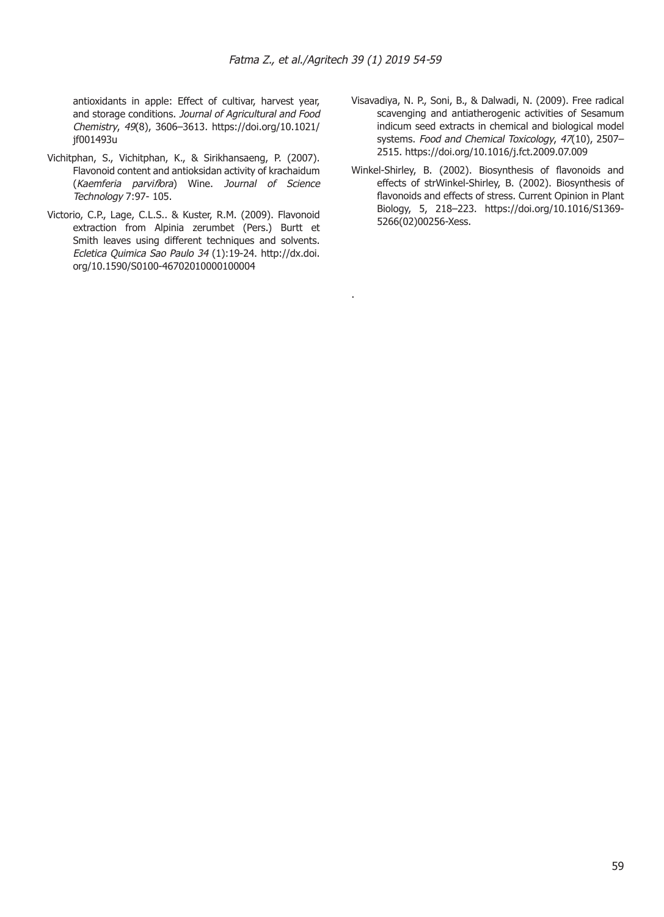antioxidants in apple: Effect of cultivar, harvest year, and storage conditions. *Journal of Agricultural and Food Chemistry*, *49*(8), 3606–3613. https://doi.org/10.1021/jf001493u

Vichitphan, S., Vichitphan, K., & Sirikhansaeng, P. (2007). Flavonoid content and antioksidan activity of krachaidum (*Kaemferia parviflora*) Wine. *Journal of Science Technology* 7:97- 105.

Victorio, C.P., Lage, C.L.S.. & Kuster, R.M. (2009). Flavonoid extraction from Alpinia zerumbet (Pers.) Burtt et Smith leaves using different techniques and solvents. *Ecletica Quimica Sao Paulo 34* (1):19-24. http://dx.doi.org/10.1590/S0100-46702010000100004

Visavadiya, N. P., Soni, B., & Dalwadi, N. (2009). Free radical scavenging and antiatherogenic activities of Sesamum indicum seed extracts in chemical and biological model systems. *Food and Chemical Toxicology*, *47*(10), 2507–2515. https://doi.org/10.1016/j.fct.2009.07.009

Winkel-Shirley, B. (2002). Biosynthesis of flavonoids and effects of strWinkel-Shirley, B. (2002). Biosynthesis of flavonoids and effects of stress. Current Opinion in Plant Biology, 5, 218–223. https://doi.org/10.1016/S1369-5266(02)00256-Xess.

.